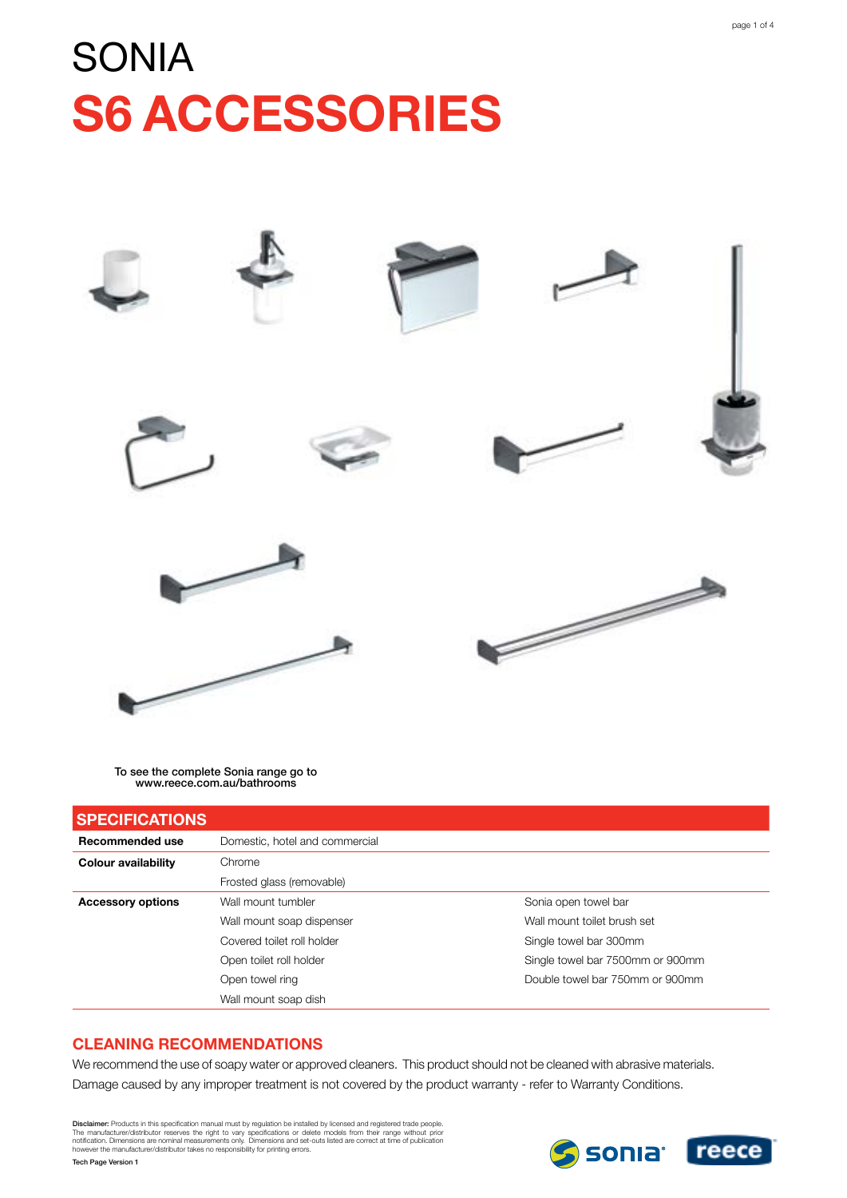# SONIA

# S6 ACCESSORIES

To see the complete Sonia range go to
www.reece.com.au/bathrooms

## SPECIFICATIONS

| | | |
|---|---|---|
| **Recommended use** | Domestic, hotel and commercial | |
| **Colour availability** | Chrome | |
| | Frosted glass (removable) | |
| **Accessory options** | Wall mount tumbler | Sonia open towel bar |
| | Wall mount soap dispenser | Wall mount toilet brush set |
| | Covered toilet roll holder | Single towel bar 300mm |
| | Open toilet roll holder | Single towel bar 7500mm or 900mm |
| | Open towel ring | Double towel bar 750mm or 900mm |
| | Wall mount soap dish | |

## CLEANING RECOMMENDATIONS

We recommend the use of soapy water or approved cleaners. This product should not be cleaned with abrasive materials. Damage caused by any improper treatment is not covered by the product warranty - refer to Warranty Conditions.

**Disclaimer:** Products in this specification manual must by regulation be installed by licensed and registered trade people. The manufacturer/distributor reserves the right to vary specifications or delete models from their range without prior notification. Dimensions are nominal measurements only. Dimensions and set-outs listed are correct at time of publication however the manufacturer/distributor takes no responsibility for printing errors.

**Tech Page Version 1**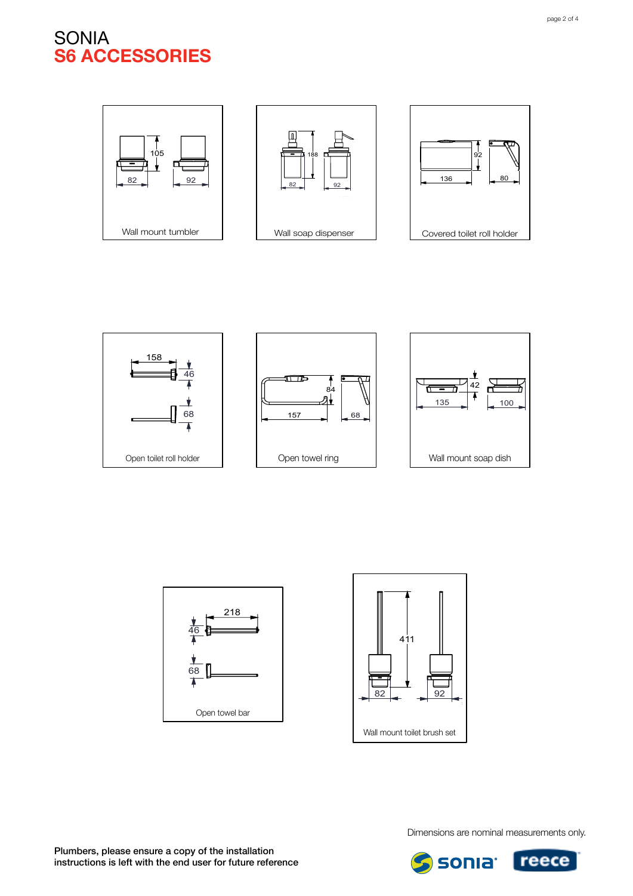# SONIA
## S6 ACCESSORIES

105
82
92
Wall mount tumbler

188
82
92
Wall soap dispenser

92
136
80
Covered toilet roll holder

158
46
68
Open toilet roll holder

84
157
68
Open towel ring

42
135
100
Wall mount soap dish

218
46
68
Open towel bar

411
82
92
Wall mount toilet brush set

Dimensions are nominal measurements only.

**Plumbers, please ensure a copy of the installation instructions is left with the end user for future reference**

sonia reece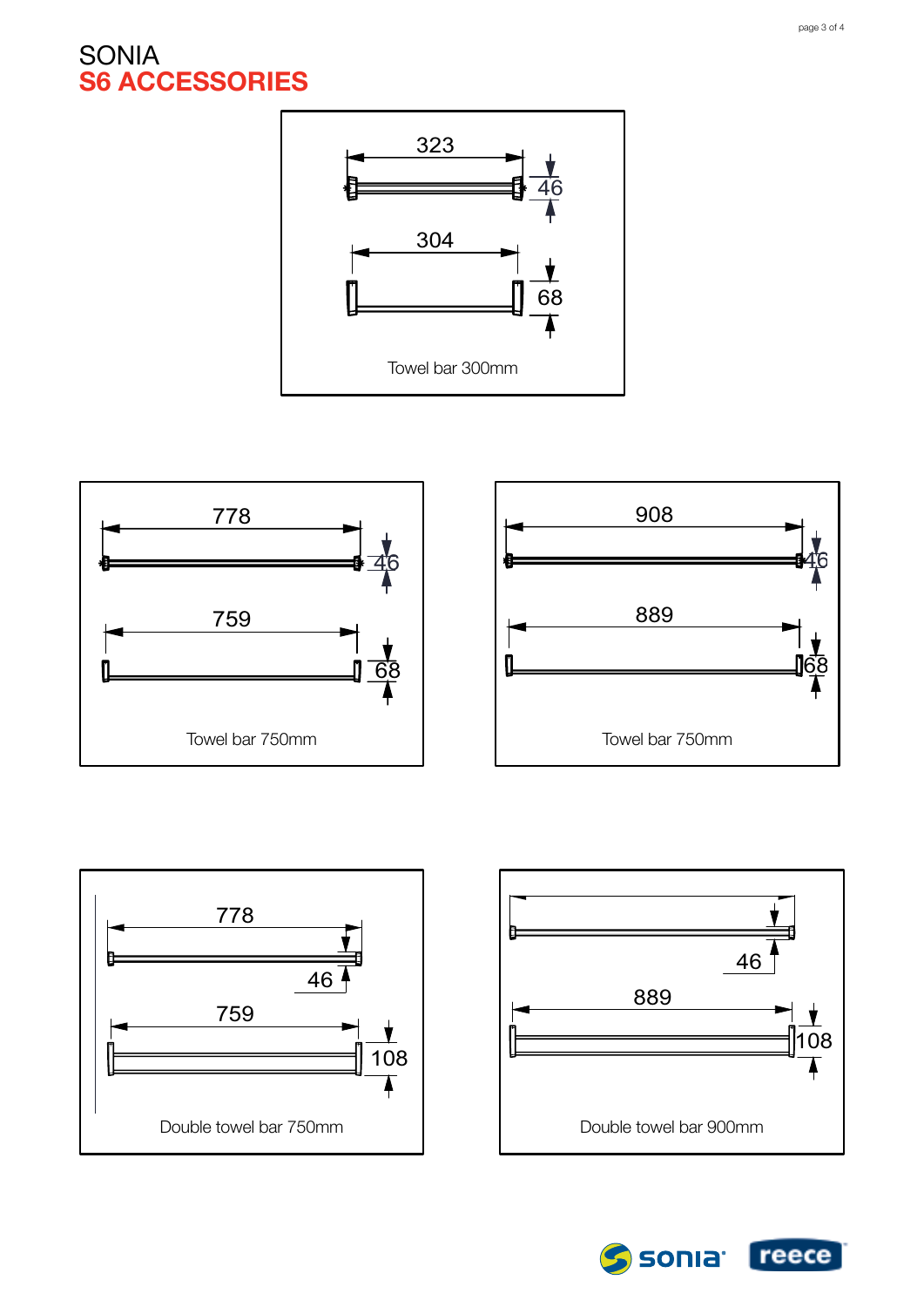# SONIA
## S6 ACCESSORIES

323

46

304

68

Towel bar 300mm

778

46

759

68

Towel bar 750mm

908

46

889

68

Towel bar 750mm

778

46

759

108

Double towel bar 750mm

46

889

108

Double towel bar 900mm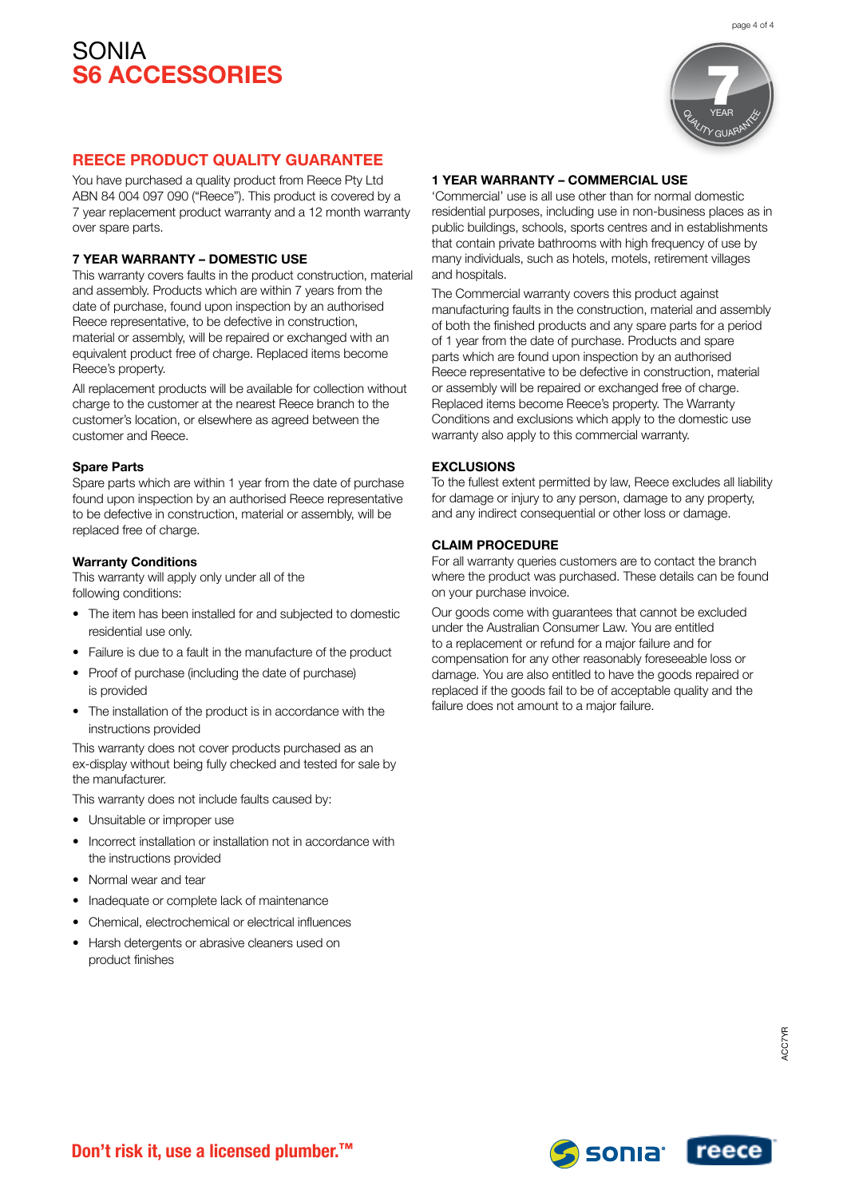# SONIA
# S6 ACCESSORIES

## REECE PRODUCT QUALITY GUARANTEE

You have purchased a quality product from Reece Pty Ltd ABN 84 004 097 090 ("Reece"). This product is covered by a 7 year replacement product warranty and a 12 month warranty over spare parts.

### 7 YEAR WARRANTY – DOMESTIC USE

This warranty covers faults in the product construction, material and assembly. Products which are within 7 years from the date of purchase, found upon inspection by an authorised Reece representative, to be defective in construction, material or assembly, will be repaired or exchanged with an equivalent product free of charge. Replaced items become Reece's property.

All replacement products will be available for collection without charge to the customer at the nearest Reece branch to the customer's location, or elsewhere as agreed between the customer and Reece.

**Spare Parts**

Spare parts which are within 1 year from the date of purchase found upon inspection by an authorised Reece representative to be defective in construction, material or assembly, will be replaced free of charge.

**Warranty Conditions**

This warranty will apply only under all of the following conditions:

- The item has been installed for and subjected to domestic residential use only.
- Failure is due to a fault in the manufacture of the product
- Proof of purchase (including the date of purchase) is provided
- The installation of the product is in accordance with the instructions provided

This warranty does not cover products purchased as an ex-display without being fully checked and tested for sale by the manufacturer.

This warranty does not include faults caused by:

- Unsuitable or improper use
- Incorrect installation or installation not in accordance with the instructions provided
- Normal wear and tear
- Inadequate or complete lack of maintenance
- Chemical, electrochemical or electrical influences
- Harsh detergents or abrasive cleaners used on product finishes

### 1 YEAR WARRANTY – COMMERCIAL USE

'Commercial' use is all use other than for normal domestic residential purposes, including use in non-business places as in public buildings, schools, sports centres and in establishments that contain private bathrooms with high frequency of use by many individuals, such as hotels, motels, retirement villages and hospitals.

The Commercial warranty covers this product against manufacturing faults in the construction, material and assembly of both the finished products and any spare parts for a period of 1 year from the date of purchase. Products and spare parts which are found upon inspection by an authorised Reece representative to be defective in construction, material or assembly will be repaired or exchanged free of charge. Replaced items become Reece's property. The Warranty Conditions and exclusions which apply to the domestic use warranty also apply to this commercial warranty.

### EXCLUSIONS

To the fullest extent permitted by law, Reece excludes all liability for damage or injury to any person, damage to any property, and any indirect consequential or other loss or damage.

### CLAIM PROCEDURE

For all warranty queries customers are to contact the branch where the product was purchased. These details can be found on your purchase invoice.

Our goods come with guarantees that cannot be excluded under the Australian Consumer Law. You are entitled to a replacement or refund for a major failure and for compensation for any other reasonably foreseeable loss or damage. You are also entitled to have the goods repaired or replaced if the goods fail to be of acceptable quality and the failure does not amount to a major failure.

ACC7YR

**Don't risk it, use a licensed plumber.™**